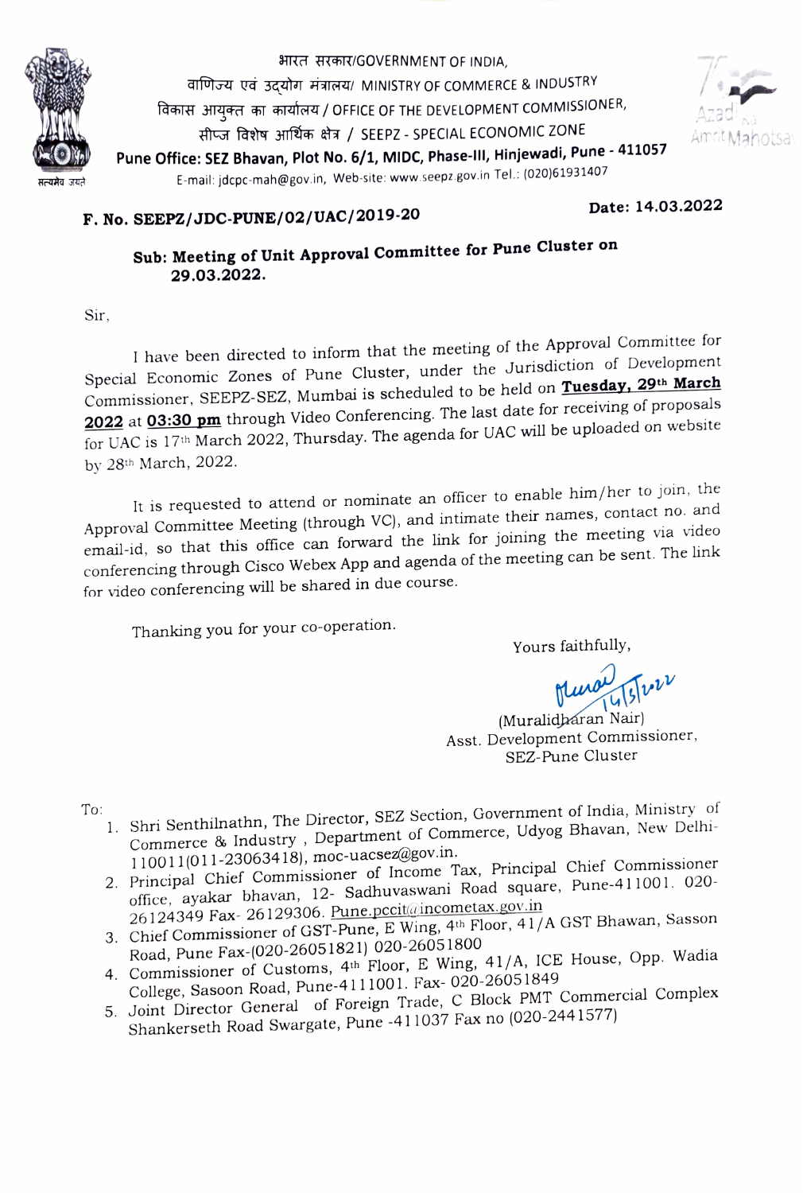भारत सरकार/GOVERNMENT OF INDIA,
वाणिज्य एवं उद्योग मंत्रालय/ MINISTRY OF COMMERCE & INDUSTRY
विकास आयुक्त का कार्यालय / OFFICE OF THE DEVELOPMENT COMMISSIONER,
सीप्ज विशेष आर्थिक क्षेत्र / SEEPZ - SPECIAL ECONOMIC ZONE
**Pune Office: SEZ Bhavan, Plot No. 6/1, MIDC, Phase-III, Hinjewadi, Pune - 411057**
E-mail: jdcpc-mah@gov.in, Web-site: www.seepz.gov.in Tel.: (020)61931407

सत्यमेव जयते

Azadi Ka Amrit Mahotsav

**F. No. SEEPZ/JDC-PUNE/02/UAC/2019-20** **Date: 14.03.2022**

**Sub: Meeting of Unit Approval Committee for Pune Cluster on 29.03.2022.**

Sir,

I have been directed to inform that the meeting of the Approval Committee for Special Economic Zones of Pune Cluster, under the Jurisdiction of Development Commissioner, SEEPZ-SEZ, Mumbai is scheduled to be held on **Tuesday, 29th March 2022** at **03:30 pm** through Video Conferencing. The last date for receiving of proposals for UAC is 17th March 2022, Thursday. The agenda for UAC will be uploaded on website by 28th March, 2022.

It is requested to attend or nominate an officer to enable him/her to join, the Approval Committee Meeting (through VC), and intimate their names, contact no. and email-id, so that this office can forward the link for joining the meeting via video conferencing through Cisco Webex App and agenda of the meeting can be sent. The link for video conferencing will be shared in due course.

Thanking you for your co-operation.

Yours faithfully,

14/3/2022

(Muralidharan Nair)
Asst. Development Commissioner,
SEZ-Pune Cluster

To:

1. Shri Senthilnathn, The Director, SEZ Section, Government of India, Ministry of Commerce & Industry , Department of Commerce, Udyog Bhavan, New Delhi-110011(011-23063418), moc-uacsez@gov.in.
2. Principal Chief Commissioner of Income Tax, Principal Chief Commissioner office, ayakar bhavan, 12- Sadhuvaswani Road square, Pune-411001. 020-26124349 Fax- 26129306. Pune.pccit@incometax.gov.in
3. Chief Commissioner of GST-Pune, E Wing, 4th Floor, 41/A GST Bhawan, Sasson Road, Pune Fax-(020-26051821) 020-26051800
4. Commissioner of Customs, 4th Floor, E Wing, 41/A, ICE House, Opp. Wadia College, Sasoon Road, Pune-4111001. Fax- 020-26051849
5. Joint Director General of Foreign Trade, C Block PMT Commercial Complex Shankerseth Road Swargate, Pune -411037 Fax no (020-2441577)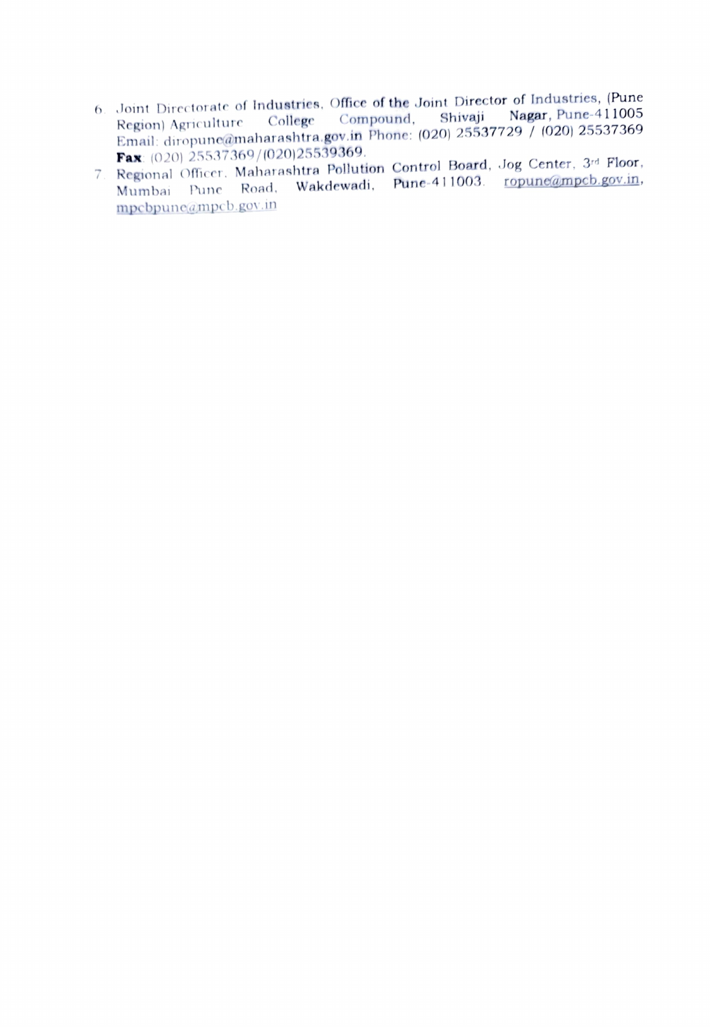6. Joint Directorate of Industries, Office of the Joint Director of Industries, (Pune Region) Agriculture College Compound, Shivaji Nagar, Pune-411005 Email: diropune@maharashtra.gov.in Phone: (020) 25537729 / (020) 25537369 **Fax**: (020) 25537369/(020)25539369.
7. Regional Officer, Maharashtra Pollution Control Board, Jog Center, 3rd Floor, Mumbai Pune Road, Wakdewadi, Pune-411003. ropune@mpcb.gov.in, mpcbpune@mpcb.gov.in